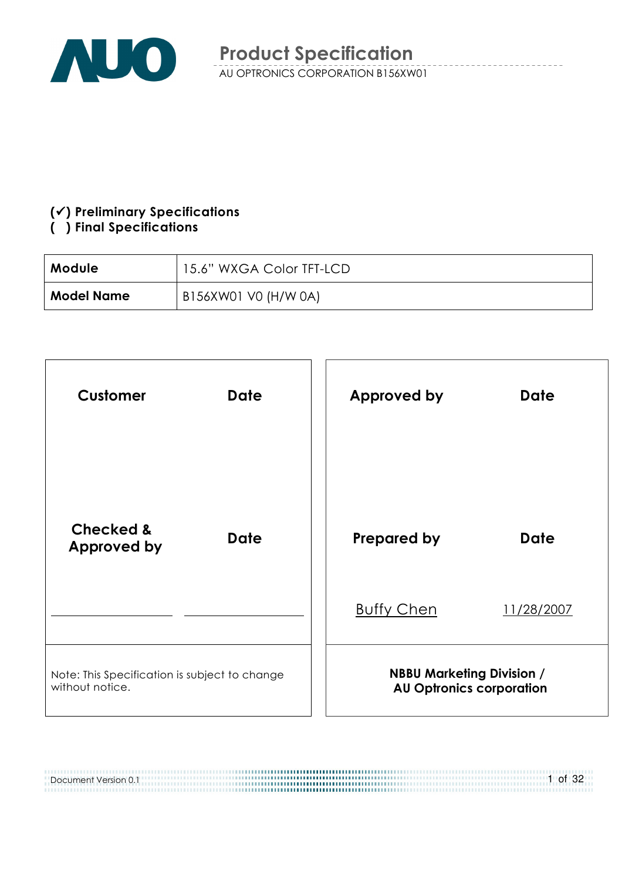# Product Specification

AU OPTRONICS CORPORATION B156XW01

**(✓) Preliminary Specifications**
**( ) Final Specifications**

| **Module** | 15.6" WXGA Color TFT-LCD |
|---|---|
| **Model Name** | B156XW01 V0 (H/W 0A) |

| **Customer** | **Date** | **Approved by** | **Date** |
|---|---|---|---|
| | | | |
| **Checked & Approved by** | **Date** | **Prepared by** | **Date** |
| | | Buffy Chen | 11/28/2007 |
| Note: This Specification is subject to change without notice. | | **NBBU Marketing Division / AU Optronics corporation** | |

Document Version 0.1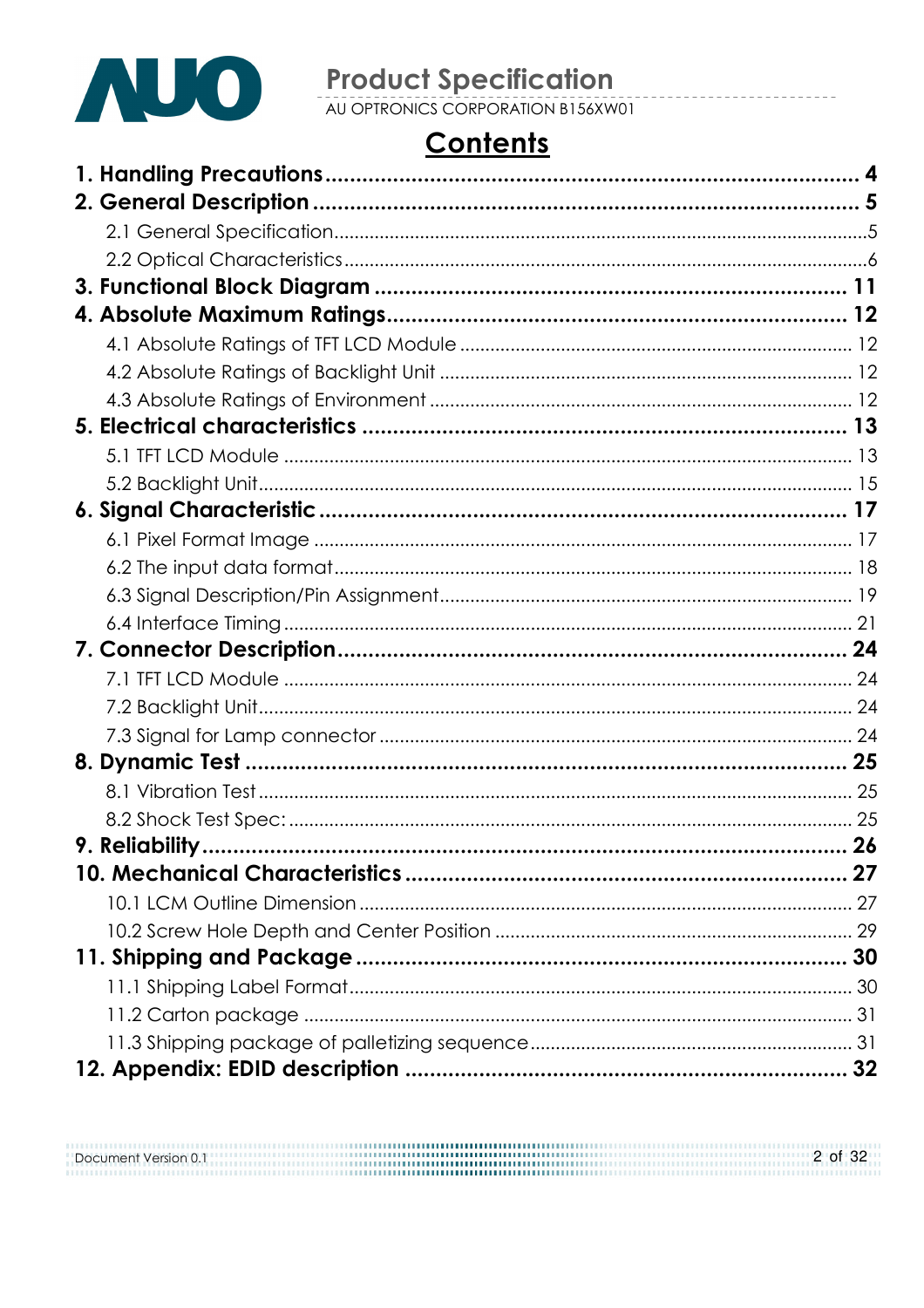# Contents

**1. Handling Precautions** .......................................................... **4**

**2. General Description** .......................................................... **5**

2.1 General Specification .......................................................... 5

2.2 Optical Characteristics .......................................................... 6

**3. Functional Block Diagram** .......................................................... **11**

**4. Absolute Maximum Ratings** .......................................................... **12**

4.1 Absolute Ratings of TFT LCD Module .......................................................... 12

4.2 Absolute Ratings of Backlight Unit .......................................................... 12

4.3 Absolute Ratings of Environment .......................................................... 12

**5. Electrical characteristics** .......................................................... **13**

5.1 TFT LCD Module .......................................................... 13

5.2 Backlight Unit .......................................................... 15

**6. Signal Characteristic** .......................................................... **17**

6.1 Pixel Format Image .......................................................... 17

6.2 The input data format .......................................................... 18

6.3 Signal Description/Pin Assignment .......................................................... 19

6.4 Interface Timing .......................................................... 21

**7. Connector Description** .......................................................... **24**

7.1 TFT LCD Module .......................................................... 24

7.2 Backlight Unit .......................................................... 24

7.3 Signal for Lamp connector .......................................................... 24

**8. Dynamic Test** .......................................................... **25**

8.1 Vibration Test .......................................................... 25

8.2 Shock Test Spec: .......................................................... 25

**9. Reliability** .......................................................... **26**

**10. Mechanical Characteristics** .......................................................... **27**

10.1 LCM Outline Dimension .......................................................... 27

10.2 Screw Hole Depth and Center Position .......................................................... 29

**11. Shipping and Package** .......................................................... **30**

11.1 Shipping Label Format .......................................................... 30

11.2 Carton package .......................................................... 31

11.3 Shipping package of palletizing sequence .......................................................... 31

**12. Appendix: EDID description** .......................................................... **32**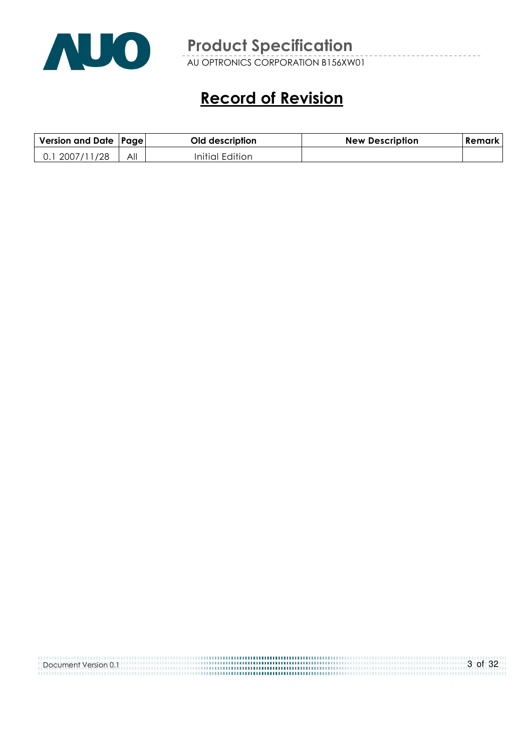# Record of Revision

| Version and Date | Page | Old description | New Description | Remark |
|---|---|---|---|---|
| 0.1 2007/11/28 | All | Initial Edition | | |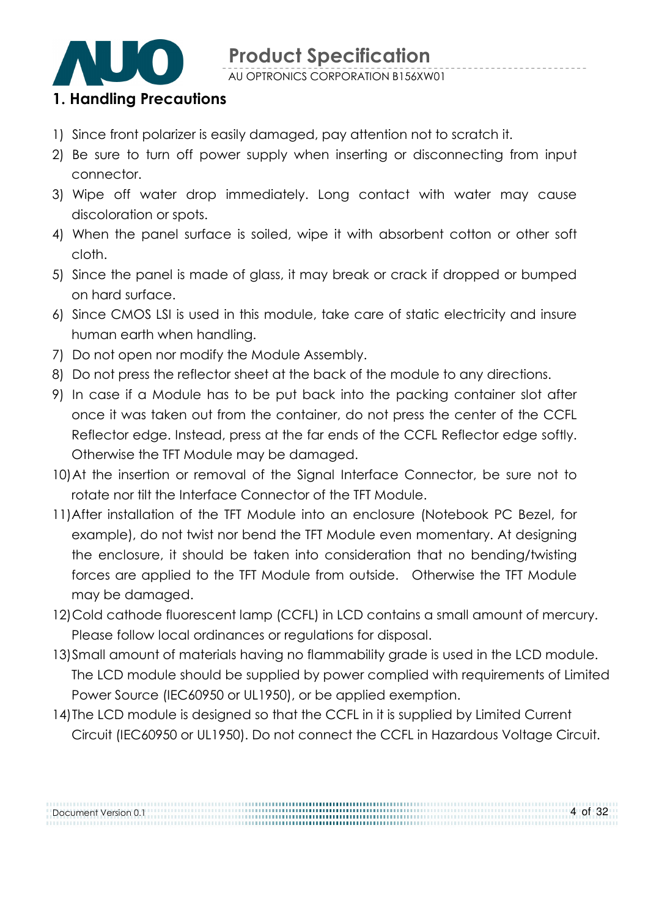# 1. Handling Precautions

1) Since front polarizer is easily damaged, pay attention not to scratch it.
2) Be sure to turn off power supply when inserting or disconnecting from input connector.
3) Wipe off water drop immediately. Long contact with water may cause discoloration or spots.
4) When the panel surface is soiled, wipe it with absorbent cotton or other soft cloth.
5) Since the panel is made of glass, it may break or crack if dropped or bumped on hard surface.
6) Since CMOS LSI is used in this module, take care of static electricity and insure human earth when handling.
7) Do not open nor modify the Module Assembly.
8) Do not press the reflector sheet at the back of the module to any directions.
9) In case if a Module has to be put back into the packing container slot after once it was taken out from the container, do not press the center of the CCFL Reflector edge. Instead, press at the far ends of the CCFL Reflector edge softly. Otherwise the TFT Module may be damaged.
10) At the insertion or removal of the Signal Interface Connector, be sure not to rotate nor tilt the Interface Connector of the TFT Module.
11) After installation of the TFT Module into an enclosure (Notebook PC Bezel, for example), do not twist nor bend the TFT Module even momentary. At designing the enclosure, it should be taken into consideration that no bending/twisting forces are applied to the TFT Module from outside. Otherwise the TFT Module may be damaged.
12) Cold cathode fluorescent lamp (CCFL) in LCD contains a small amount of mercury. Please follow local ordinances or regulations for disposal.
13) Small amount of materials having no flammability grade is used in the LCD module. The LCD module should be supplied by power complied with requirements of Limited Power Source (IEC60950 or UL1950), or be applied exemption.
14) The LCD module is designed so that the CCFL in it is supplied by Limited Current Circuit (IEC60950 or UL1950). Do not connect the CCFL in Hazardous Voltage Circuit.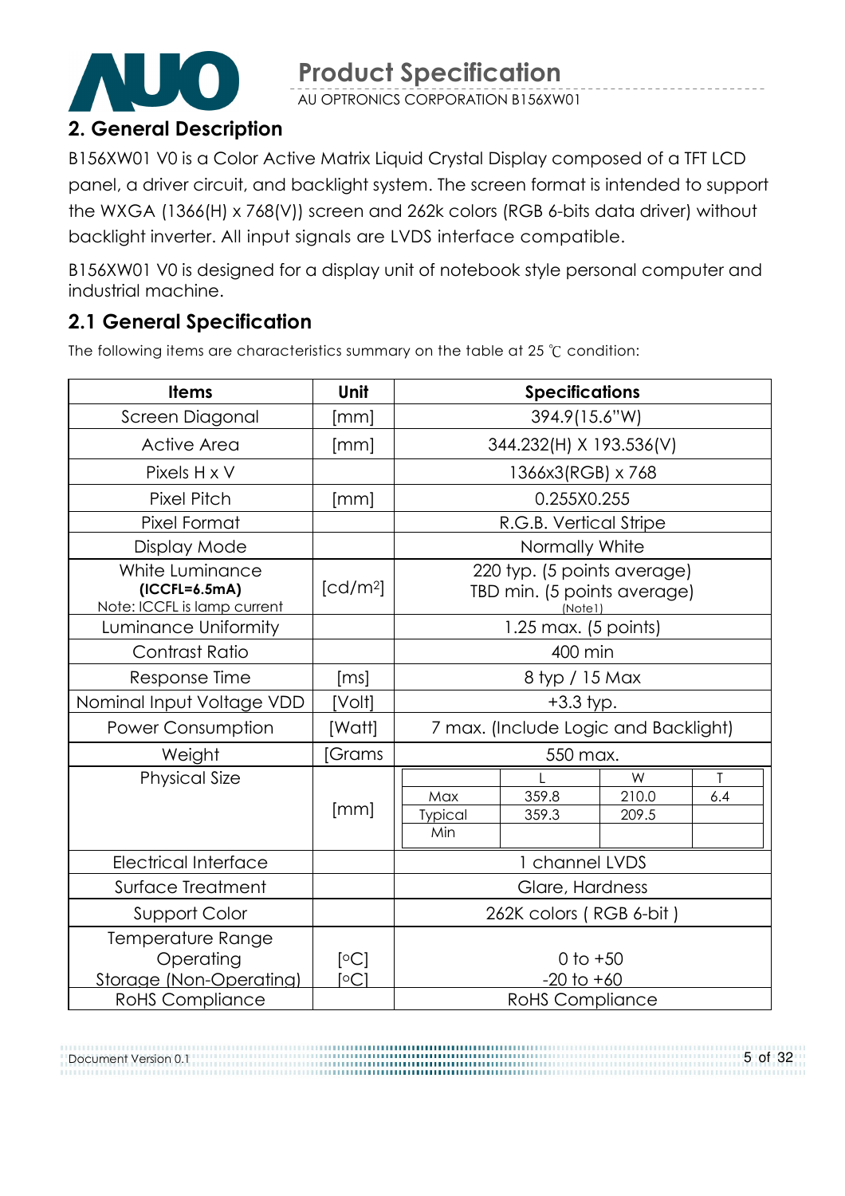## 2. General Description

B156XW01 V0 is a Color Active Matrix Liquid Crystal Display composed of a TFT LCD panel, a driver circuit, and backlight system. The screen format is intended to support the WXGA (1366(H) x 768(V)) screen and 262k colors (RGB 6-bits data driver) without backlight inverter. All input signals are LVDS interface compatible.

B156XW01 V0 is designed for a display unit of notebook style personal computer and industrial machine.

### 2.1 General Specification

The following items are characteristics summary on the table at 25 ℃ condition:

| Items | Unit | Specifications |
|---|---|---|
| Screen Diagonal | [mm] | 394.9(15.6"W) |
| Active Area | [mm] | 344.232(H) X 193.536(V) |
| Pixels H x V | | 1366x3(RGB) x 768 |
| Pixel Pitch | [mm] | 0.255X0.255 |
| Pixel Format | | R.G.B. Vertical Stripe |
| Display Mode | | Normally White |
| White Luminance **(ICCFL=6.5mA)** Note: ICCFL is lamp current | [cd/m²] | 220 typ. (5 points average) TBD min. (5 points average) (Note1) |
| Luminance Uniformity | | 1.25 max. (5 points) |
| Contrast Ratio | | 400 min |
| Response Time | [ms] | 8 typ / 15 Max |
| Nominal Input Voltage VDD | [Volt] | +3.3 typ. |
| Power Consumption | [Watt] | 7 max. (Include Logic and Backlight) |
| Weight | [Grams | 550 max. |
| Physical Size | [mm] | L / W / T — Max: 359.8 / 210.0 / 6.4; Typical: 359.3 / 209.5 / ; Min: / / |
| Electrical Interface | | 1 channel LVDS |
| Surface Treatment | | Glare, Hardness |
| Support Color | | 262K colors ( RGB 6-bit ) |
| Temperature Range Operating Storage (Non-Operating) | [°C] [°C] | 0 to +50 -20 to +60 |
| RoHS Compliance | | RoHS Compliance |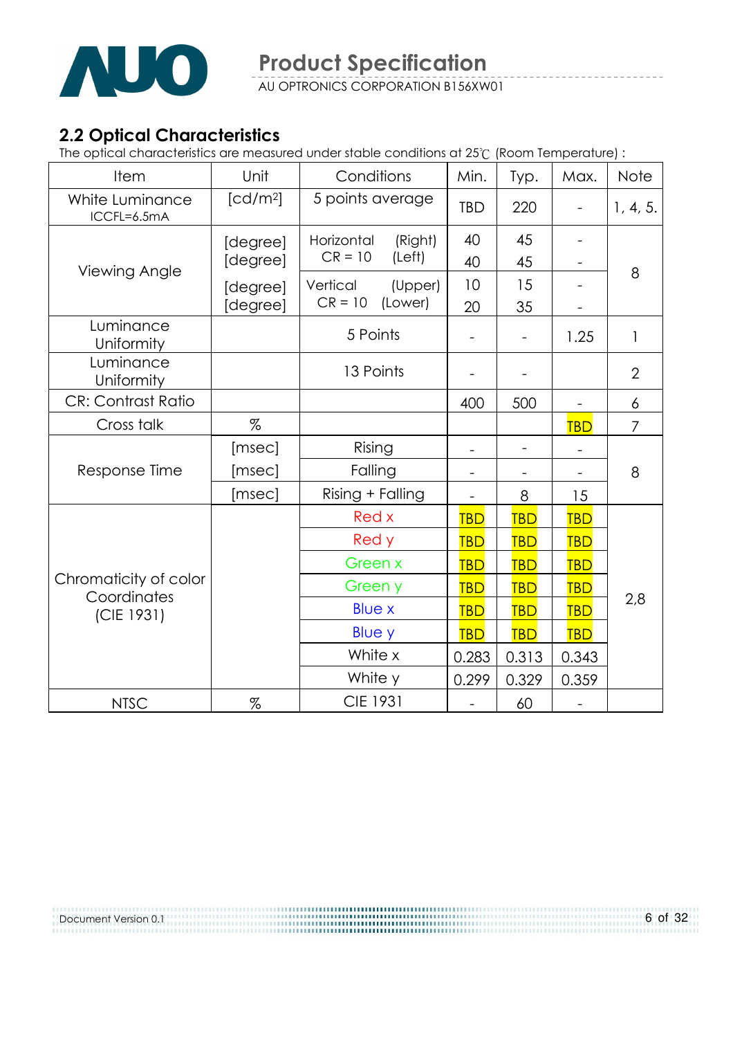## 2.2 Optical Characteristics

The optical characteristics are measured under stable conditions at 25℃ (Room Temperature) :

| Item | Unit | Conditions | Min. | Typ. | Max. | Note |
|---|---|---|---|---|---|---|
| White Luminance ICCFL=6.5mA | [cd/m2] | 5 points average | TBD | 220 | - | 1, 4, 5. |
| Viewing Angle | [degree] | Horizontal CR = 10 (Right) | 40 | 45 | - | 8 |
| | [degree] | Horizontal CR = 10 (Left) | 40 | 45 | - | |
| | [degree] | Vertical CR = 10 (Upper) | 10 | 15 | - | |
| | [degree] | Vertical CR = 10 (Lower) | 20 | 35 | - | |
| Luminance Uniformity | | 5 Points | - | - | 1.25 | 1 |
| Luminance Uniformity | | 13 Points | - | - | | 2 |
| CR: Contrast Ratio | | | 400 | 500 | - | 6 |
| Cross talk | % | | | | TBD | 7 |
| Response Time | [msec] | Rising | - | - | - | 8 |
| | [msec] | Falling | - | - | - | |
| | [msec] | Rising + Falling | - | 8 | 15 | |
| Chromaticity of color Coordinates (CIE 1931) | | Red x | TBD | TBD | TBD | 2,8 |
| | | Red y | TBD | TBD | TBD | |
| | | Green x | TBD | TBD | TBD | |
| | | Green y | TBD | TBD | TBD | |
| | | Blue x | TBD | TBD | TBD | |
| | | Blue y | TBD | TBD | TBD | |
| | | White x | 0.283 | 0.313 | 0.343 | |
| | | White y | 0.299 | 0.329 | 0.359 | |
| NTSC | % | CIE 1931 | - | 60 | - | |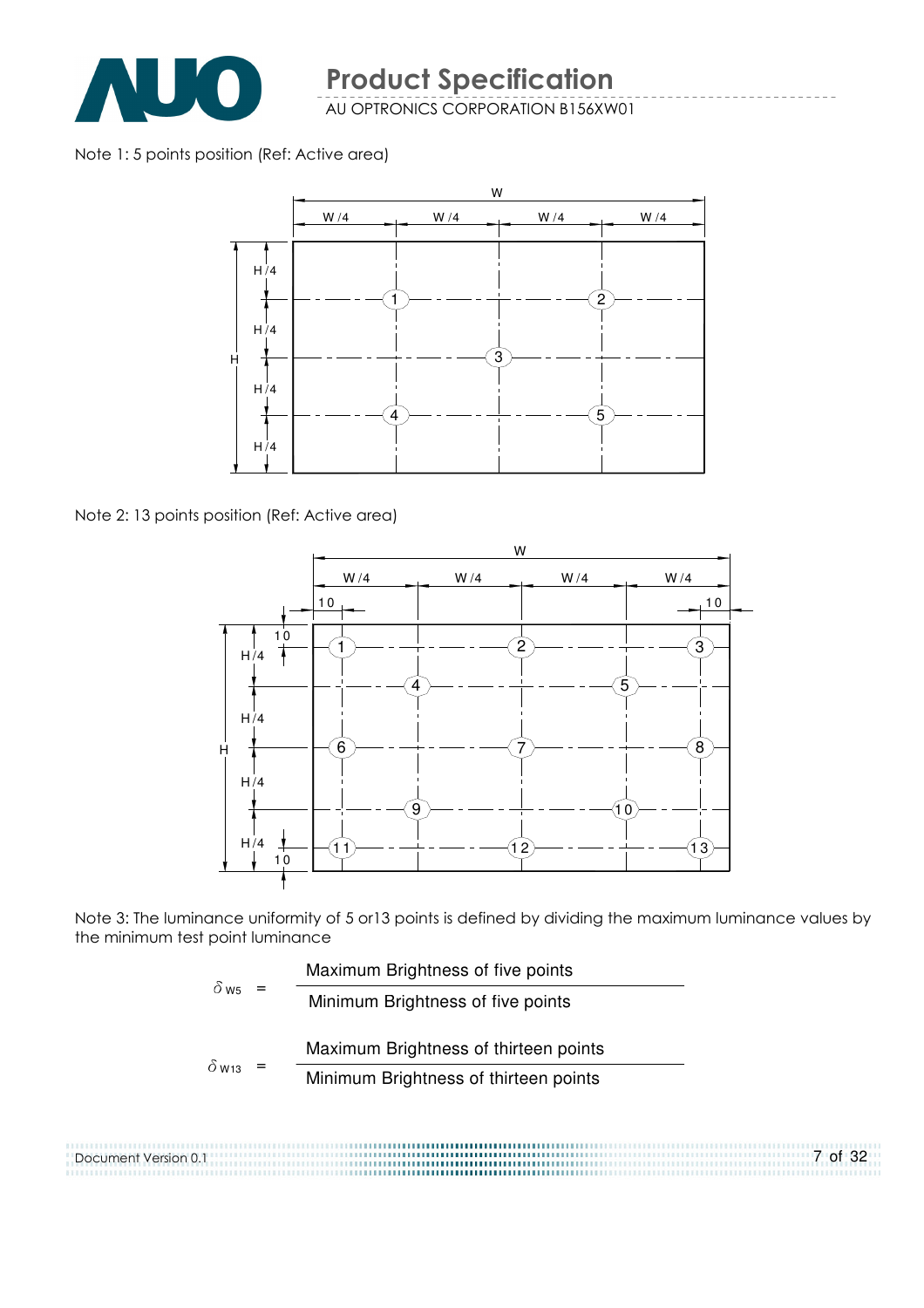Note 1: 5 points position (Ref: Active area)

Note 2: 13 points position (Ref: Active area)

Note 3: The luminance uniformity of 5 or13 points is defined by dividing the maximum luminance values by the minimum test point luminance

$$\delta_{W5} = \frac{\text{Maximum Brightness of five points}}{\text{Minimum Brightness of five points}}$$

$$\delta_{W13} = \frac{\text{Maximum Brightness of thirteen points}}{\text{Minimum Brightness of thirteen points}}$$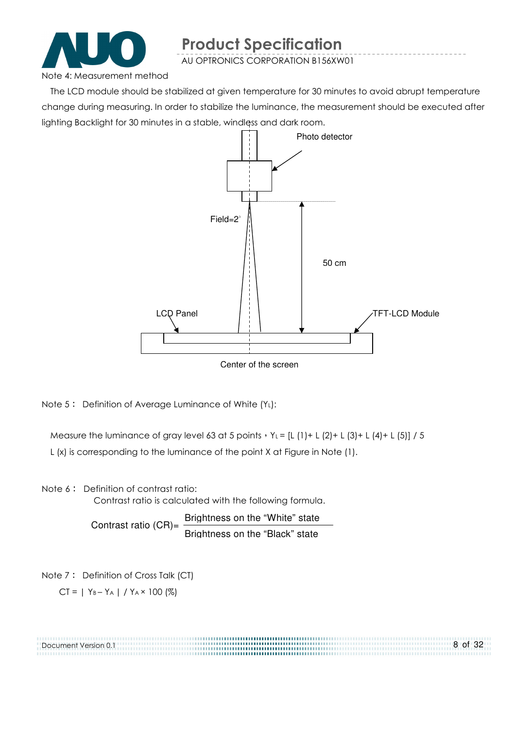Note 4: Measurement method

The LCD module should be stabilized at given temperature for 30 minutes to avoid abrupt temperature change during measuring. In order to stabilize the luminance, the measurement should be executed after lighting Backlight for 30 minutes in a stable, windless and dark room.

Photo detector

Field=2°

50 cm

LCD Panel

TFT-LCD Module

Center of the screen

Note 5： Definition of Average Luminance of White ($Y_L$):

Measure the luminance of gray level 63 at 5 points，$Y_L$ = [L (1)+ L (2)+ L (3)+ L (4)+ L (5)] / 5

L (x) is corresponding to the luminance of the point X at Figure in Note (1).

Note 6： Definition of contrast ratio:

Contrast ratio is calculated with the following formula.

$$\text{Contrast ratio (CR)} = \frac{\text{Brightness on the “White” state}}{\text{Brightness on the “Black” state}}$$

Note 7： Definition of Cross Talk (CT)

$CT = | Y_B - Y_A | / Y_A \times 100$ (%)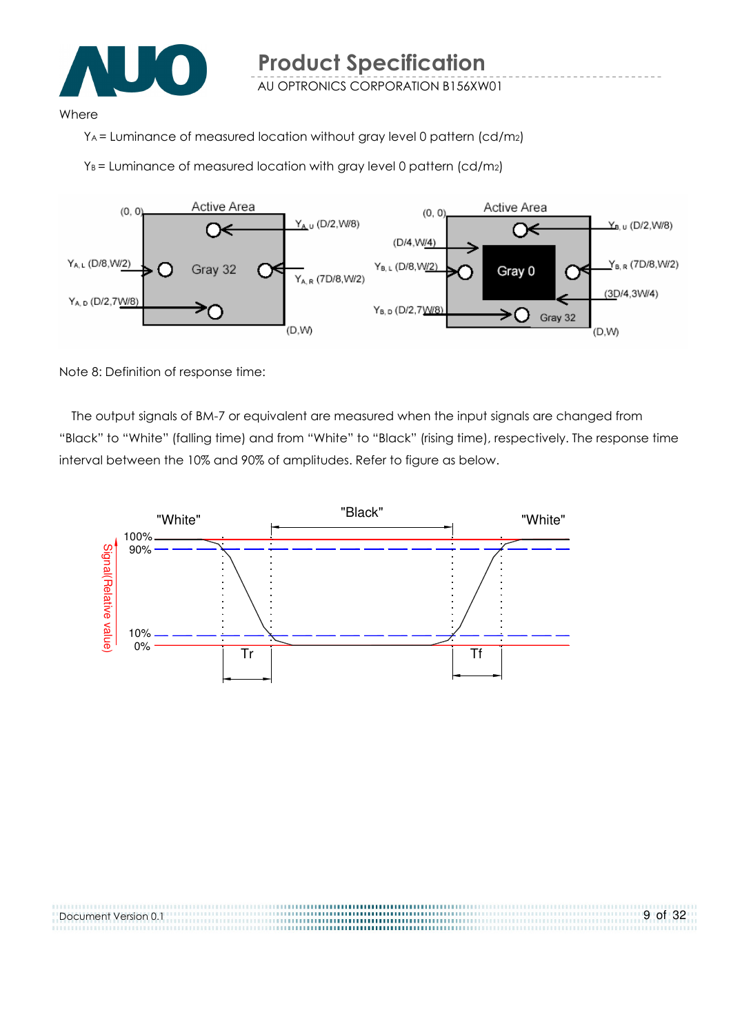Where

$Y_A$ = Luminance of measured location without gray level 0 pattern (cd/m2)

$Y_B$ = Luminance of measured location with gray level 0 pattern (cd/m2)

Note 8: Definition of response time:

The output signals of BM-7 or equivalent are measured when the input signals are changed from "Black" to "White" (falling time) and from "White" to "Black" (rising time), respectively. The response time interval between the 10% and 90% of amplitudes. Refer to figure as below.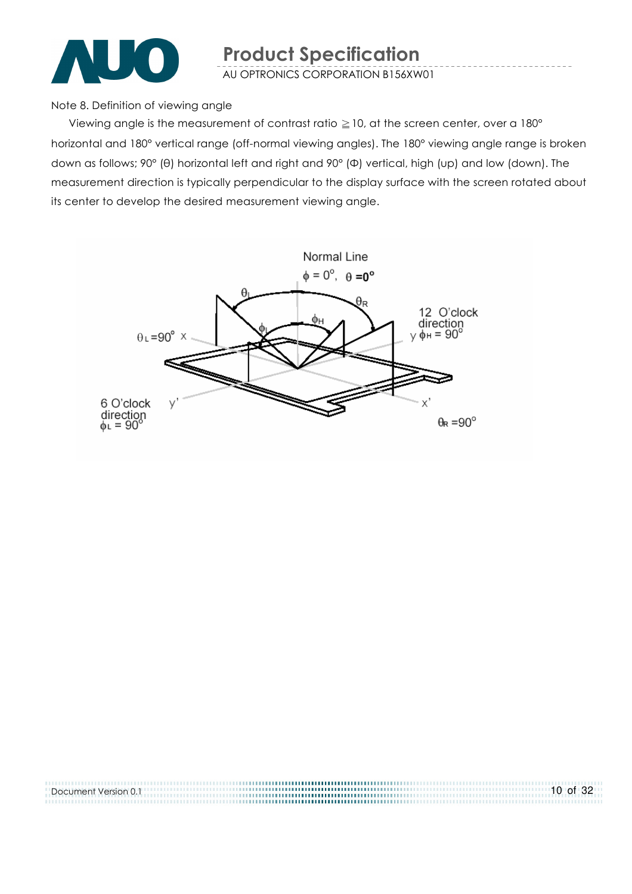Note 8. Definition of viewing angle

Viewing angle is the measurement of contrast ratio ≧10, at the screen center, over a 180° horizontal and 180° vertical range (off-normal viewing angles). The 180° viewing angle range is broken down as follows; 90° (θ) horizontal left and right and 90° (Φ) vertical, high (up) and low (down). The measurement direction is typically perpendicular to the display surface with the screen rotated about its center to develop the desired measurement viewing angle.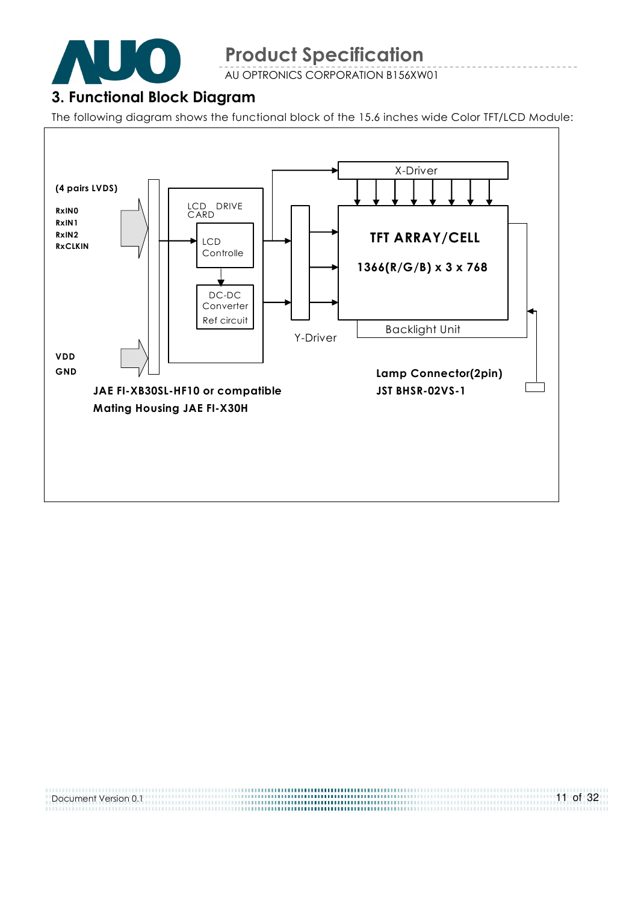## 3. Functional Block Diagram

The following diagram shows the functional block of the 15.6 inches wide Color TFT/LCD Module:

(4 pairs LVDS)

RxIN0
RxIN1
RxIN2
RxCLKIN

VDD
GND

LCD DRIVE CARD

LCD Controlle

DC-DC Converter
Ref circuit

X-Driver

Y-Driver

TFT ARRAY/CELL

1366(R/G/B) x 3 x 768

Backlight Unit

JAE FI-XB30SL-HF10 or compatible

Mating Housing JAE FI-X30H

Lamp Connector(2pin)

JST BHSR-02VS-1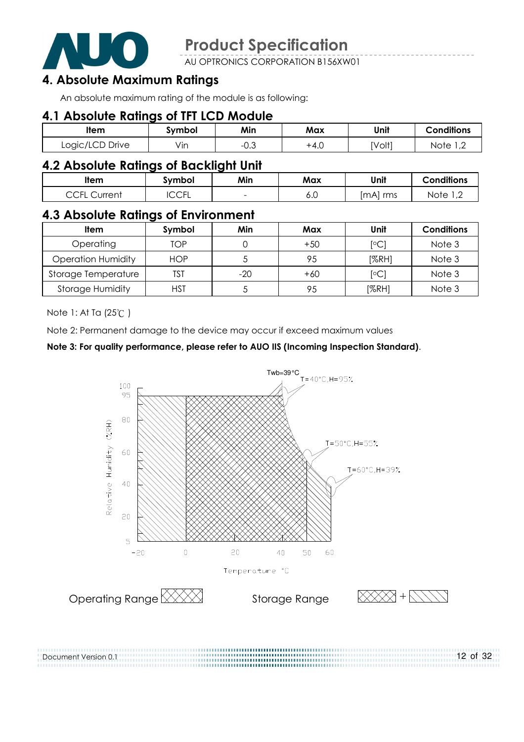## 4. Absolute Maximum Ratings

An absolute maximum rating of the module is as following:

### 4.1 Absolute Ratings of TFT LCD Module

| Item | Symbol | Min | Max | Unit | Conditions |
|---|---|---|---|---|---|
| Logic/LCD Drive | Vin | -0.3 | +4.0 | [Volt] | Note 1,2 |

### 4.2 Absolute Ratings of Backlight Unit

| Item | Symbol | Min | Max | Unit | Conditions |
|---|---|---|---|---|---|
| CCFL Current | ICCFL | - | 6.0 | [mA] rms | Note 1,2 |

### 4.3 Absolute Ratings of Environment

| Item | Symbol | Min | Max | Unit | Conditions |
|---|---|---|---|---|---|
| Operating | TOP | 0 | +50 | [°C] | Note 3 |
| Operation Humidity | HOP | 5 | 95 | [%RH] | Note 3 |
| Storage Temperature | TST | -20 | +60 | [°C] | Note 3 |
| Storage Humidity | HST | 5 | 95 | [%RH] | Note 3 |

Note 1: At Ta (25℃ )

Note 2: Permanent damage to the device may occur if exceed maximum values

**Note 3: For quality performance, please refer to AUO IIS (Incoming Inspection Standard).**

Twb=39°C

T=40°C,H=95%

T=50°C,H=55%

T=60°C,H=39%

Relative Humidity (%RH)

Temperature °C

Operating Range

Storage Range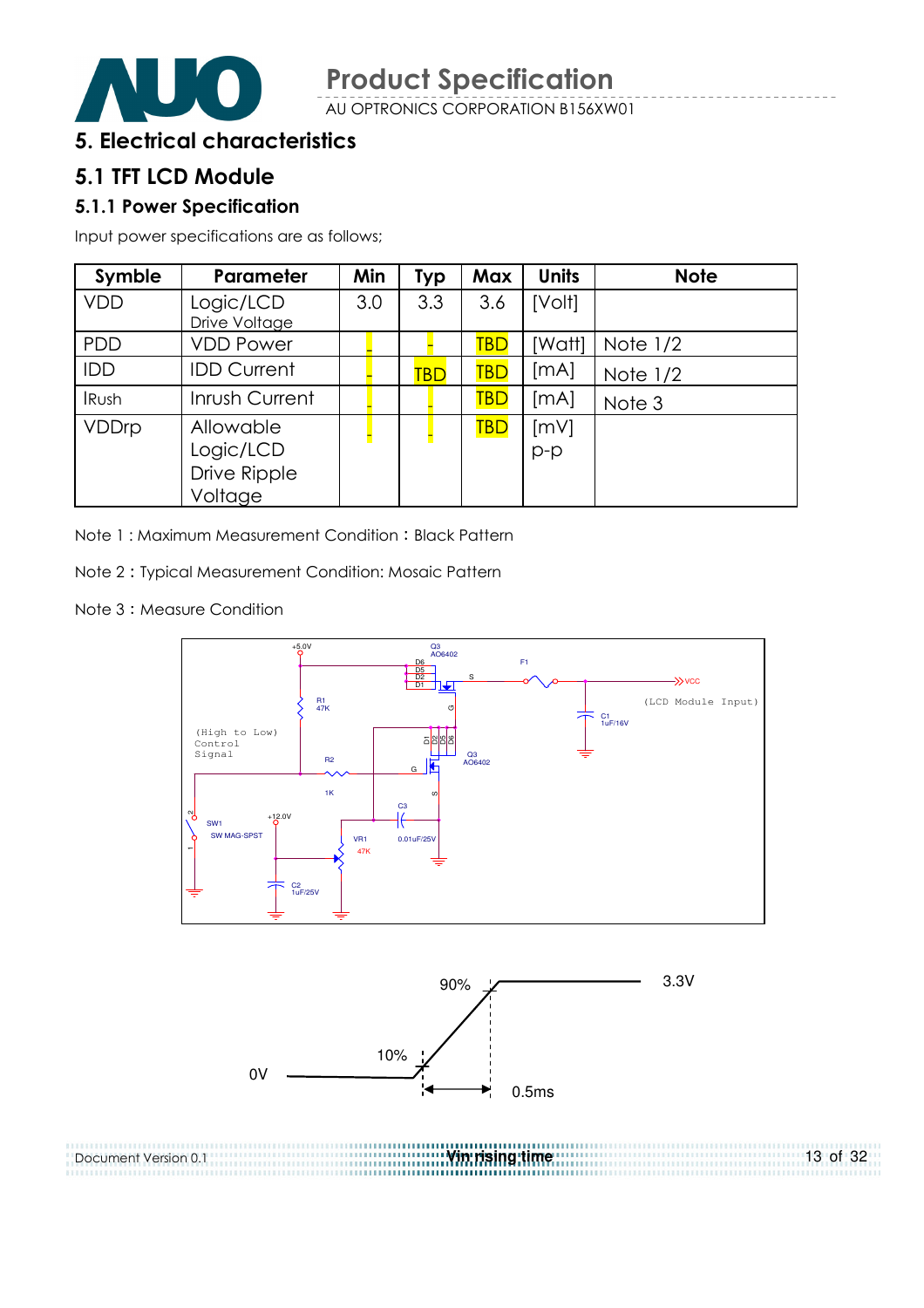# 5. Electrical characteristics

## 5.1 TFT LCD Module

### 5.1.1 Power Specification

Input power specifications are as follows;

| Symble | Parameter | Min | Typ | Max | Units | Note |
|---|---|---|---|---|---|---|
| VDD | Logic/LCD Drive Voltage | 3.0 | 3.3 | 3.6 | [Volt] | |
| PDD | VDD Power | - | - | TBD | [Watt] | Note 1/2 |
| IDD | IDD Current | - | TBD | TBD | [mA] | Note 1/2 |
| IRush | Inrush Current | - | - | TBD | [mA] | Note 3 |
| VDDrp | Allowable Logic/LCD Drive Ripple Voltage | - | - | TBD | [mV] p-p | |

Note 1 : Maximum Measurement Condition：Black Pattern

Note 2：Typical Measurement Condition: Mosaic Pattern

Note 3：Measure Condition

Vin rising time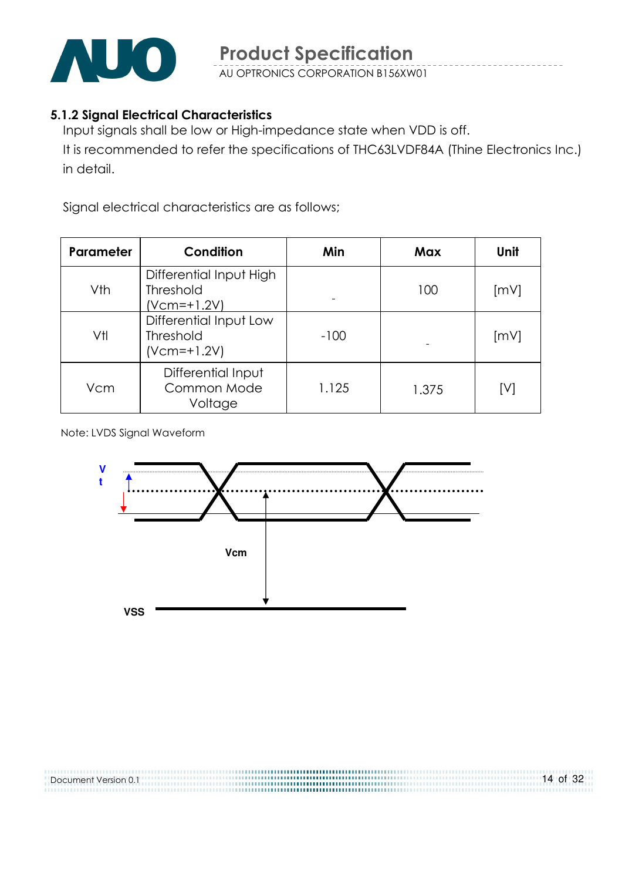### 5.1.2 Signal Electrical Characteristics

Input signals shall be low or High-impedance state when VDD is off.

It is recommended to refer the specifications of THC63LVDF84A (Thine Electronics Inc.) in detail.

Signal electrical characteristics are as follows;

| Parameter | Condition | Min | Max | Unit |
|---|---|---|---|---|
| Vth | Differential Input High Threshold (Vcm=+1.2V) | - | 100 | [mV] |
| Vtl | Differential Input Low Threshold (Vcm=+1.2V) | -100 | - | [mV] |
| Vcm | Differential Input Common Mode Voltage | 1.125 | 1.375 | [V] |

Note: LVDS Signal Waveform

V
t

Vcm

VSS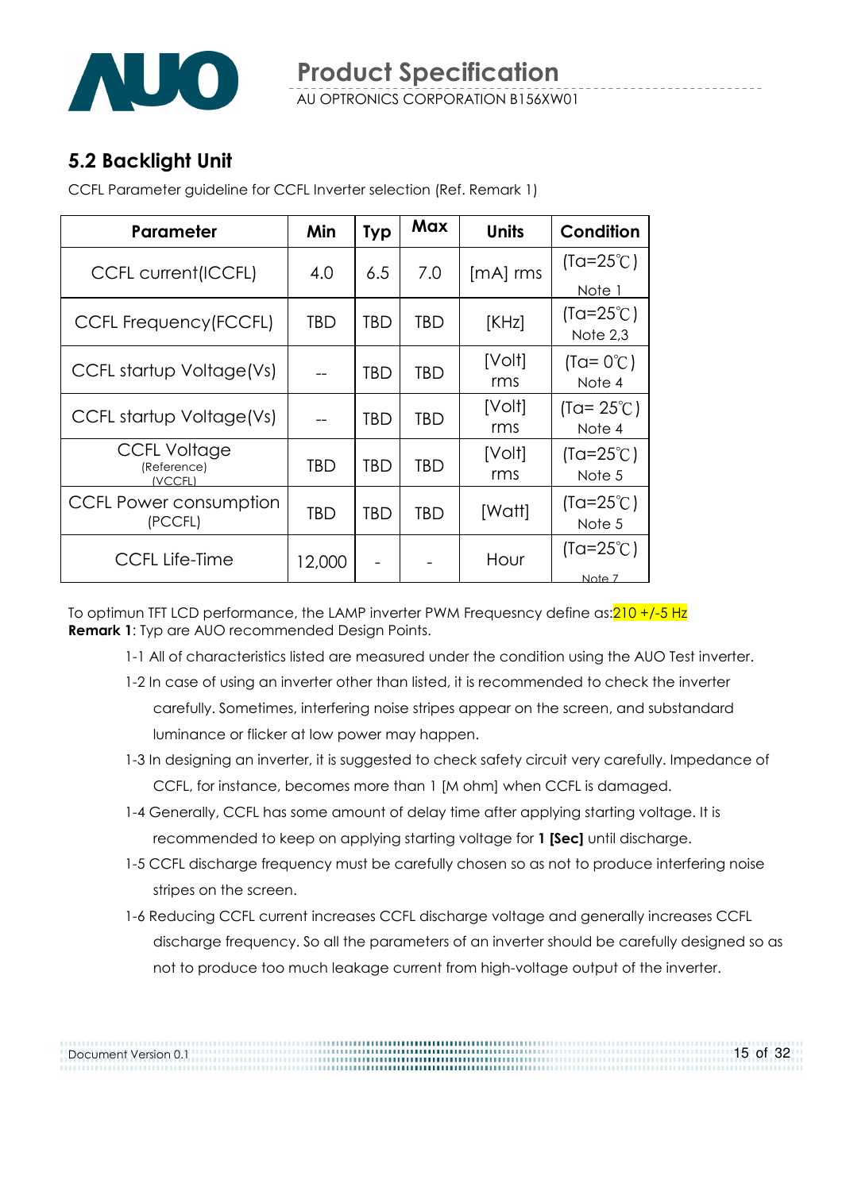## 5.2 Backlight Unit

CCFL Parameter guideline for CCFL Inverter selection (Ref. Remark 1)

| Parameter | Min | Typ | Max | Units | Condition |
|---|---|---|---|---|---|
| CCFL current(ICCFL) | 4.0 | 6.5 | 7.0 | [mA] rms | (Ta=25℃) Note 1 |
| CCFL Frequency(FCCFL) | TBD | TBD | TBD | [KHz] | (Ta=25℃) Note 2,3 |
| CCFL startup Voltage(Vs) | -- | TBD | TBD | [Volt] rms | (Ta= 0℃) Note 4 |
| CCFL startup Voltage(Vs) | -- | TBD | TBD | [Volt] rms | (Ta= 25℃) Note 4 |
| CCFL Voltage (Reference) (VCCFL) | TBD | TBD | TBD | [Volt] rms | (Ta=25℃) Note 5 |
| CCFL Power consumption (PCCFL) | TBD | TBD | TBD | [Watt] | (Ta=25℃) Note 5 |
| CCFL Life-Time | 12,000 | - | - | Hour | (Ta=25℃) Note 7 |

To optimun TFT LCD performance, the LAMP inverter PWM Frequesncy define as:210 +/-5 Hz

**Remark 1**: Typ are AUO recommended Design Points.

1-1 All of characteristics listed are measured under the condition using the AUO Test inverter.

1-2 In case of using an inverter other than listed, it is recommended to check the inverter carefully. Sometimes, interfering noise stripes appear on the screen, and substandard luminance or flicker at low power may happen.

1-3 In designing an inverter, it is suggested to check safety circuit very carefully. Impedance of CCFL, for instance, becomes more than 1 [M ohm] when CCFL is damaged.

1-4 Generally, CCFL has some amount of delay time after applying starting voltage. It is recommended to keep on applying starting voltage for **1 [Sec]** until discharge.

1-5 CCFL discharge frequency must be carefully chosen so as not to produce interfering noise stripes on the screen.

1-6 Reducing CCFL current increases CCFL discharge voltage and generally increases CCFL discharge frequency. So all the parameters of an inverter should be carefully designed so as not to produce too much leakage current from high-voltage output of the inverter.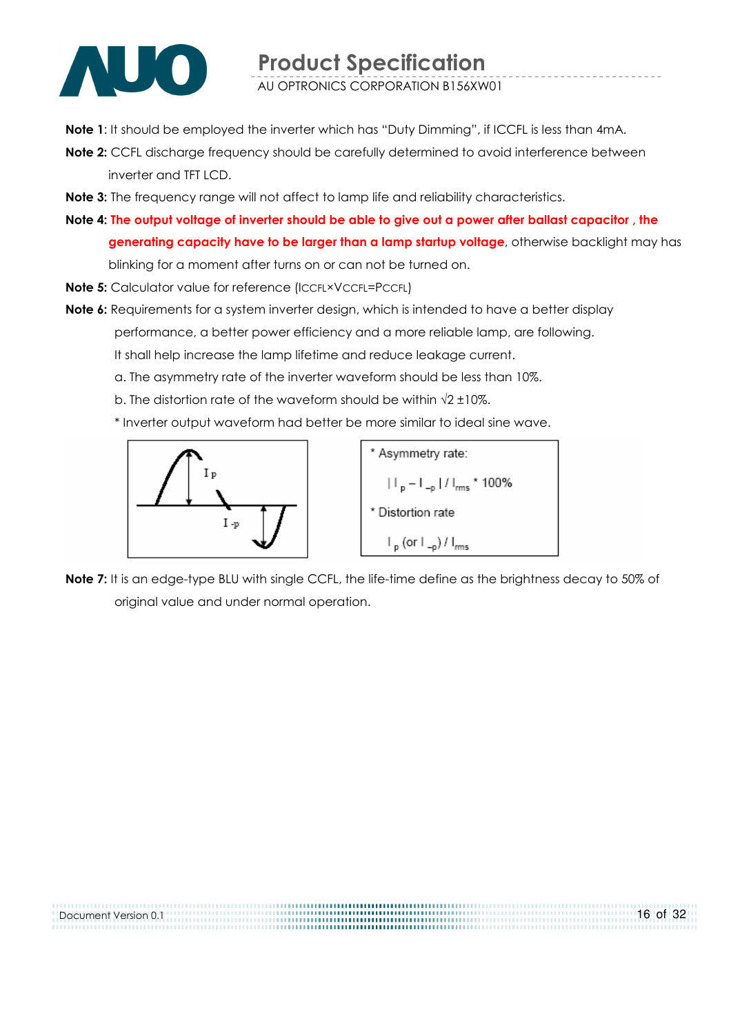**Note 1**: It should be employed the inverter which has "Duty Dimming", if ICCFL is less than 4mA.

**Note 2:** CCFL discharge frequency should be carefully determined to avoid interference between inverter and TFT LCD.

**Note 3:** The frequency range will not affect to lamp life and reliability characteristics.

**Note 4:** **The output voltage of inverter should be able to give out a power after ballast capacitor , the generating capacity have to be larger than a lamp startup voltage**, otherwise backlight may has blinking for a moment after turns on or can not be turned on.

**Note 5:** Calculator value for reference ($I_{CCFL} \times V_{CCFL} = P_{CCFL}$)

**Note 6:** Requirements for a system inverter design, which is intended to have a better display performance, a better power efficiency and a more reliable lamp, are following. It shall help increase the lamp lifetime and reduce leakage current.

a. The asymmetry rate of the inverter waveform should be less than 10%.

b. The distortion rate of the waveform should be within √2 ±10%.

* Inverter output waveform had better be more similar to ideal sine wave.

* Asymmetry rate:

$| I_p - I_{-p} | / I_{rms} * 100\%$

* Distortion rate

$I_p$ (or $I_{-p}$) / $I_{rms}$

**Note 7:** It is an edge-type BLU with single CCFL, the life-time define as the brightness decay to 50% of original value and under normal operation.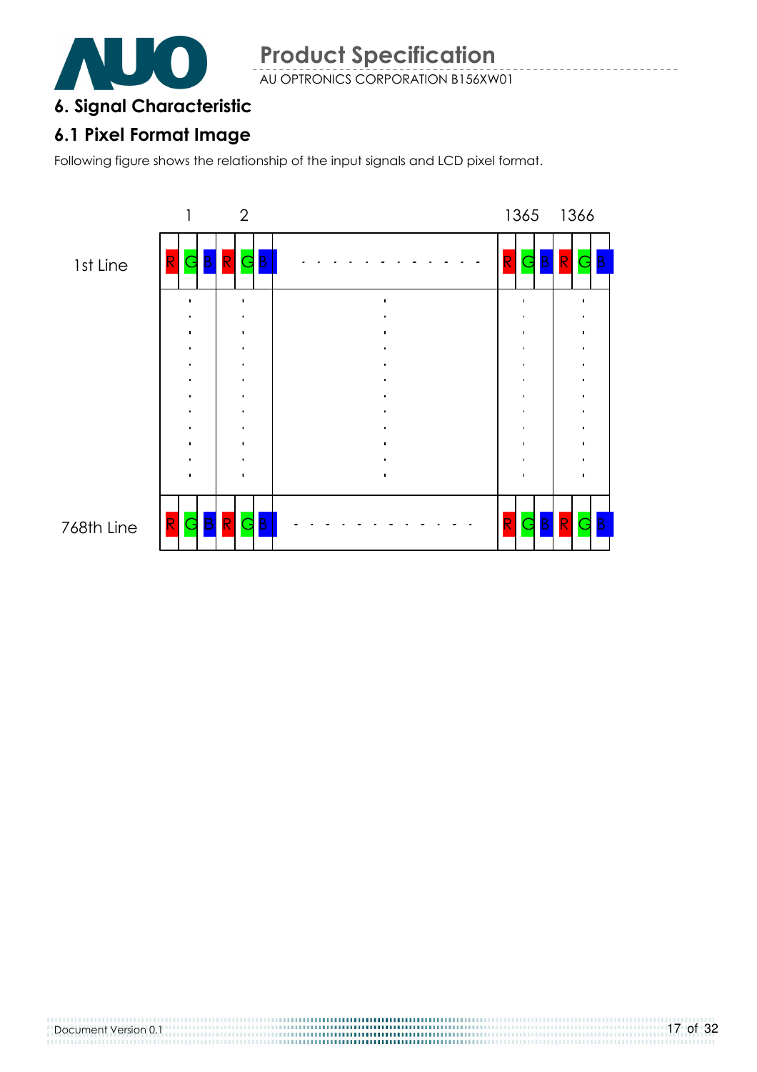# 6. Signal Characteristic

## 6.1 Pixel Format Image

Following figure shows the relationship of the input signals and LCD pixel format.

| | 1 | | | 2 | | | | 1365 | | | 1366 | | |
|---|---|---|---|---|---|---|---|---|---|---|---|---|---|
| 1st Line | R | G | B | R | G | B | - - - - - - - - - - - - | R | G | B | R | G | B |
| : | : | : | : | : | : | : | : | : | : | : | : | : | : |
| 768th Line | R | G | B | R | G | B | - - - - - - - - - - - - | R | G | B | R | G | B |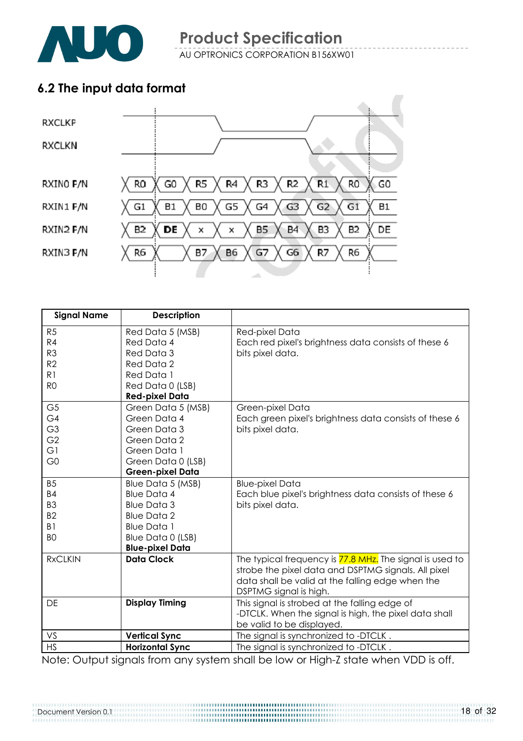## 6.2 The input data format

RXCLKP

RXCLKN

| RXIN0 P/N | R0 | G0 | R5 | R4 | R3 | R2 | R1 | R0 | G0 |
|---|---|---|---|---|---|---|---|---|---|
| RXIN1 P/N | G1 | B1 | B0 | G5 | G4 | G3 | G2 | G1 | B1 |
| RXIN2 P/N | B2 | DE | x | x | B5 | B4 | B3 | B2 | DE |
| RXIN3 P/N | R6 | | B7 | B6 | G7 | G6 | R7 | R6 | |

| Signal Name | Description | |
|---|---|---|
| R5<br>R4<br>R3<br>R2<br>R1<br>R0 | Red Data 5 (MSB)<br>Red Data 4<br>Red Data 3<br>Red Data 2<br>Red Data 1<br>Red Data 0 (LSB)<br>**Red-pixel Data** | Red-pixel Data<br>Each red pixel's brightness data consists of these 6 bits pixel data. |
| G5<br>G4<br>G3<br>G2<br>G1<br>G0 | Green Data 5 (MSB)<br>Green Data 4<br>Green Data 3<br>Green Data 2<br>Green Data 1<br>Green Data 0 (LSB)<br>**Green-pixel Data** | Green-pixel Data<br>Each green pixel's brightness data consists of these 6 bits pixel data. |
| B5<br>B4<br>B3<br>B2<br>B1<br>B0 | Blue Data 5 (MSB)<br>Blue Data 4<br>Blue Data 3<br>Blue Data 2<br>Blue Data 1<br>Blue Data 0 (LSB)<br>**Blue-pixel Data** | Blue-pixel Data<br>Each blue pixel's brightness data consists of these 6 bits pixel data. |
| RxCLKIN | **Data Clock** | The typical frequency is 77.8 MHz. The signal is used to strobe the pixel data and DSPTMG signals. All pixel data shall be valid at the falling edge when the DSPTMG signal is high. |
| DE | **Display Timing** | This signal is strobed at the falling edge of -DTCLK. When the signal is high, the pixel data shall be valid to be displayed. |
| VS | **Vertical Sync** | The signal is synchronized to -DTCLK . |
| HS | **Horizontal Sync** | The signal is synchronized to -DTCLK . |

Note: Output signals from any system shall be low or High-Z state when VDD is off.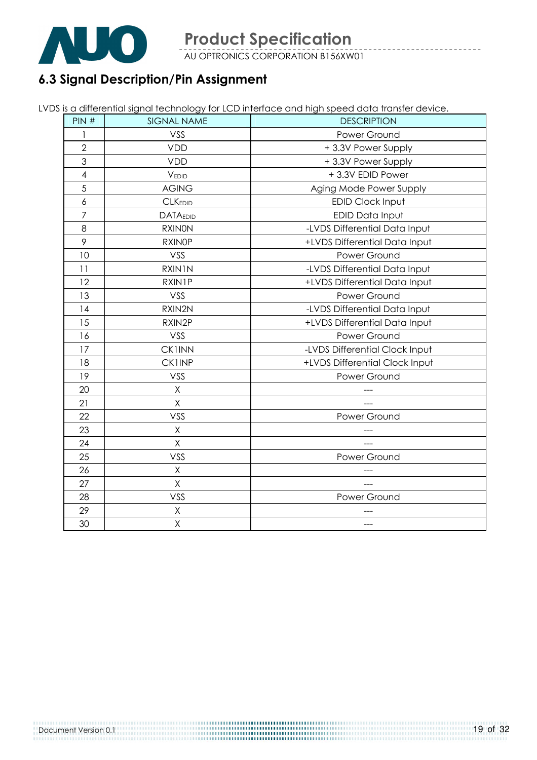## 6.3 Signal Description/Pin Assignment

LVDS is a differential signal technology for LCD interface and high speed data transfer device.

| PIN # | SIGNAL NAME | DESCRIPTION |
|---|---|---|
| 1 | VSS | Power Ground |
| 2 | VDD | + 3.3V Power Supply |
| 3 | VDD | + 3.3V Power Supply |
| 4 | $V_{EDID}$ | + 3.3V EDID Power |
| 5 | AGING | Aging Mode Power Supply |
| 6 | $CLK_{EDID}$ | EDID Clock Input |
| 7 | $DATA_{EDID}$ | EDID Data Input |
| 8 | RXIN0N | -LVDS Differential Data Input |
| 9 | RXIN0P | +LVDS Differential Data Input |
| 10 | VSS | Power Ground |
| 11 | RXIN1N | -LVDS Differential Data Input |
| 12 | RXIN1P | +LVDS Differential Data Input |
| 13 | VSS | Power Ground |
| 14 | RXIN2N | -LVDS Differential Data Input |
| 15 | RXIN2P | +LVDS Differential Data Input |
| 16 | VSS | Power Ground |
| 17 | CK1INN | -LVDS Differential Clock Input |
| 18 | CK1INP | +LVDS Differential Clock Input |
| 19 | VSS | Power Ground |
| 20 | X | --- |
| 21 | X | --- |
| 22 | VSS | Power Ground |
| 23 | X | --- |
| 24 | X | --- |
| 25 | VSS | Power Ground |
| 26 | X | --- |
| 27 | X | --- |
| 28 | VSS | Power Ground |
| 29 | X | --- |
| 30 | X | --- |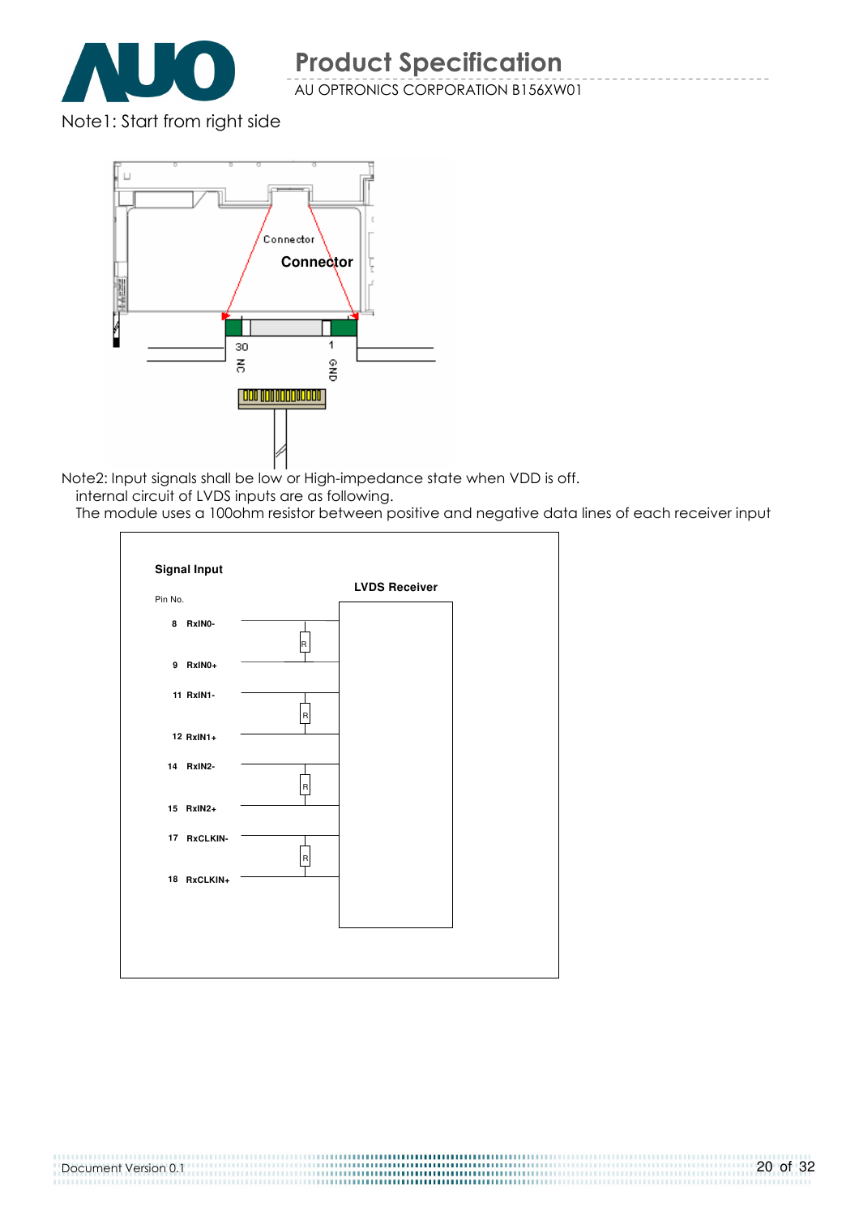Note1: Start from right side

Connector

Connector

30 NC

1 GND

Note2: Input signals shall be low or High-impedance state when VDD is off.
internal circuit of LVDS inputs are as following.
The module uses a 100ohm resistor between positive and negative data lines of each receiver input

**Signal Input**

Pin No.

**LVDS Receiver**

8 RxIN0-

9 RxIN0+

11 RxIN1-

12 RxIN1+

14 RxIN2-

15 RxIN2+

17 RxCLKIN-

18 RxCLKIN+

R

R

R

R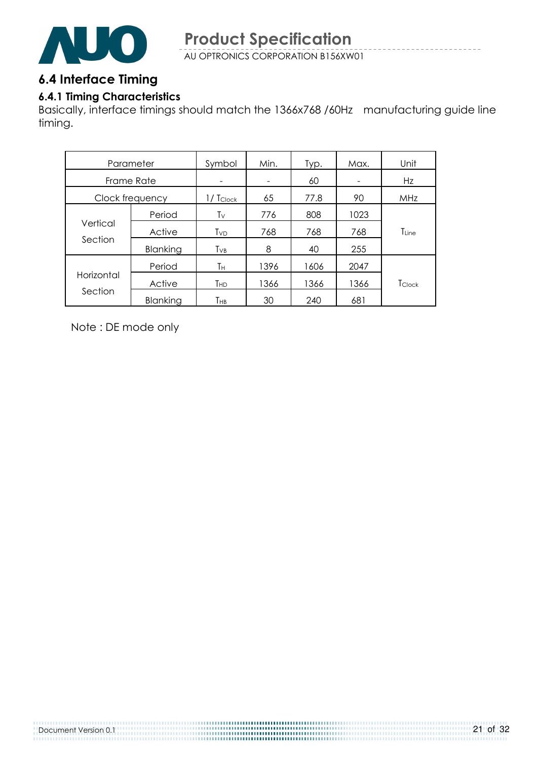## 6.4 Interface Timing

### 6.4.1 Timing Characteristics

Basically, interface timings should match the 1366x768 /60Hz manufacturing guide line timing.

| Parameter | | Symbol | Min. | Typ. | Max. | Unit |
|---|---|---|---|---|---|---|
| Frame Rate | | - | - | 60 | - | Hz |
| Clock frequency | | $1/T_{Clock}$ | 65 | 77.8 | 90 | MHz |
| Vertical Section | Period | $T_V$ | 776 | 808 | 1023 | $T_{Line}$ |
| | Active | $T_{VD}$ | 768 | 768 | 768 | |
| | Blanking | $T_{VB}$ | 8 | 40 | 255 | |
| Horizontal Section | Period | $T_H$ | 1396 | 1606 | 2047 | $T_{Clock}$ |
| | Active | $T_{HD}$ | 1366 | 1366 | 1366 | |
| | Blanking | $T_{HB}$ | 30 | 240 | 681 | |

Note : DE mode only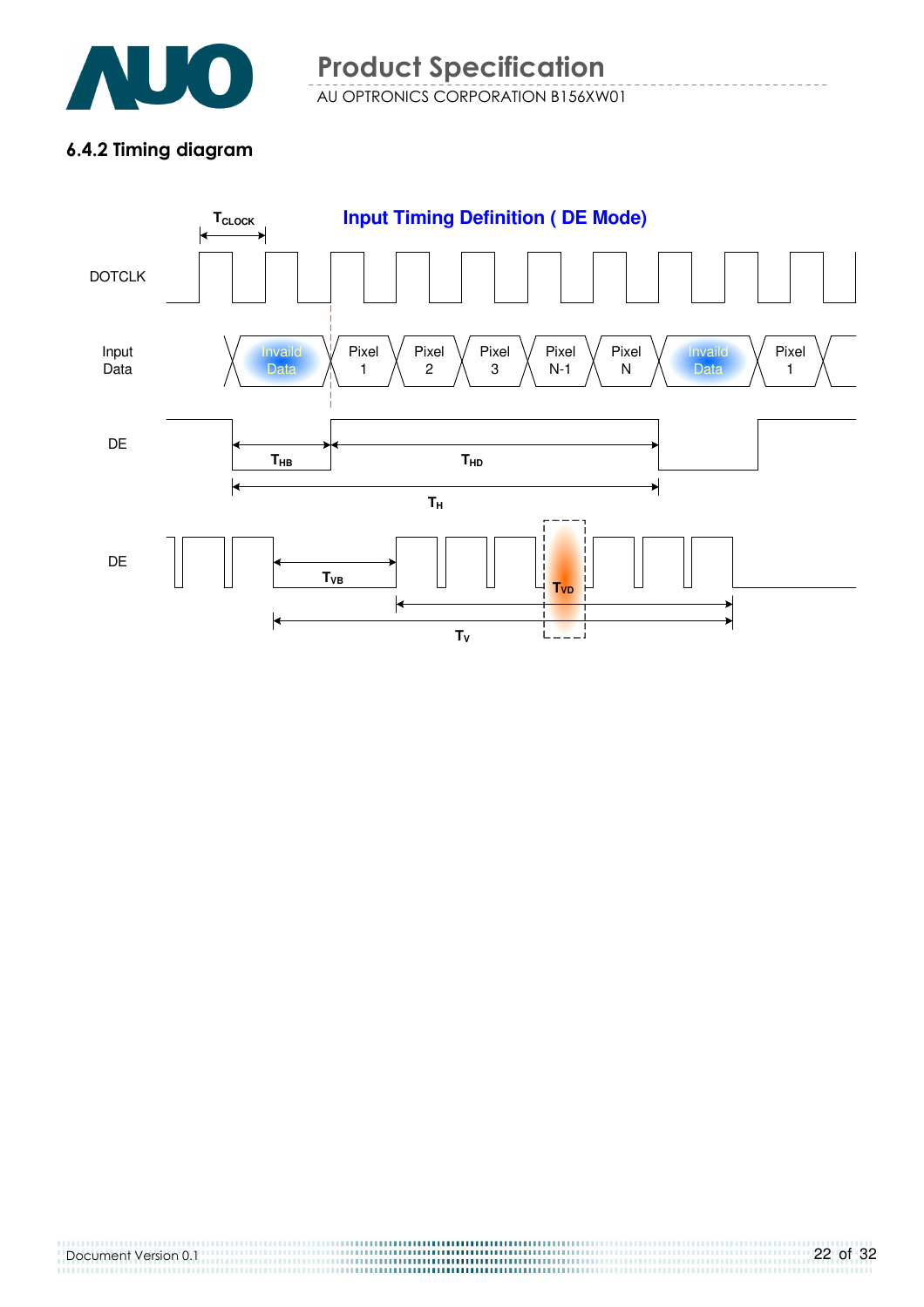### 6.4.2 Timing diagram

**Input Timing Definition ( DE Mode)**

$T_{CLOCK}$

DOTCLK

Input Data: Invaild Data | Pixel 1 | Pixel 2 | Pixel 3 | Pixel N-1 | Pixel N | Invaild Data | Pixel 1

DE: $T_{HB}$, $T_{HD}$, $T_H$

DE: $T_{VB}$, $T_{VD}$, $T_V$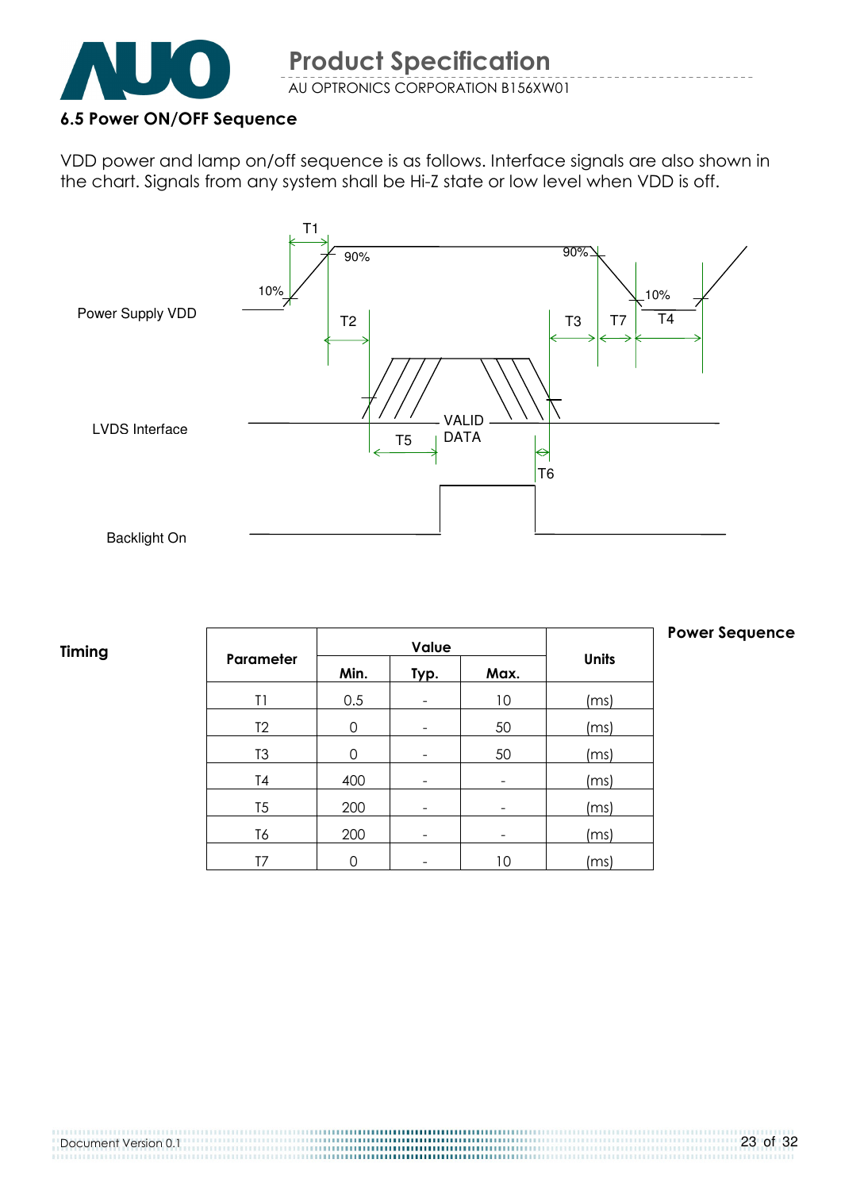### 6.5 Power ON/OFF Sequence

VDD power and lamp on/off sequence is as follows. Interface signals are also shown in the chart. Signals from any system shall be Hi-Z state or low level when VDD is off.

Power Supply VDD

LVDS Interface

Backlight On

T1 T2 T3 T4 T5 T6 T7 90% 10% VALID DATA

**Timing**

**Power Sequence**

| Parameter | Value | | | Units |
|---|---|---|---|---|
| | Min. | Typ. | Max. | |
| T1 | 0.5 | - | 10 | (ms) |
| T2 | 0 | - | 50 | (ms) |
| T3 | 0 | - | 50 | (ms) |
| T4 | 400 | - | - | (ms) |
| T5 | 200 | - | - | (ms) |
| T6 | 200 | - | - | (ms) |
| T7 | 0 | - | 10 | (ms) |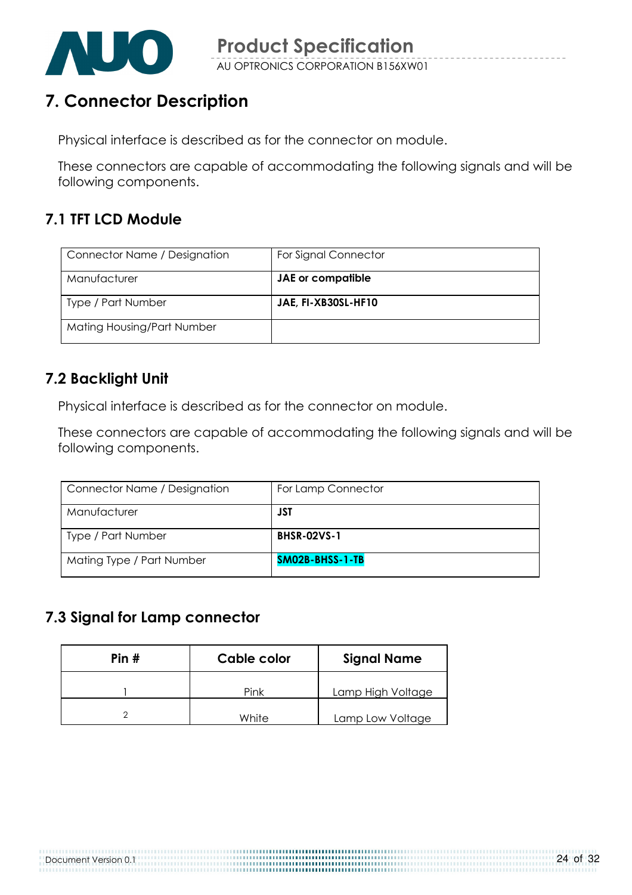# 7. Connector Description

Physical interface is described as for the connector on module.

These connectors are capable of accommodating the following signals and will be following components.

## 7.1 TFT LCD Module

| Connector Name / Designation | For Signal Connector |
|---|---|
| Manufacturer | **JAE or compatible** |
| Type / Part Number | **JAE, FI-XB30SL-HF10** |
| Mating Housing/Part Number | |

## 7.2 Backlight Unit

Physical interface is described as for the connector on module.

These connectors are capable of accommodating the following signals and will be following components.

| Connector Name / Designation | For Lamp Connector |
|---|---|
| Manufacturer | **JST** |
| Type / Part Number | **BHSR-02VS-1** |
| Mating Type / Part Number | **SM02B-BHSS-1-TB** |

## 7.3 Signal for Lamp connector

| Pin # | Cable color | Signal Name |
|---|---|---|
| 1 | Pink | Lamp High Voltage |
| 2 | White | Lamp Low Voltage |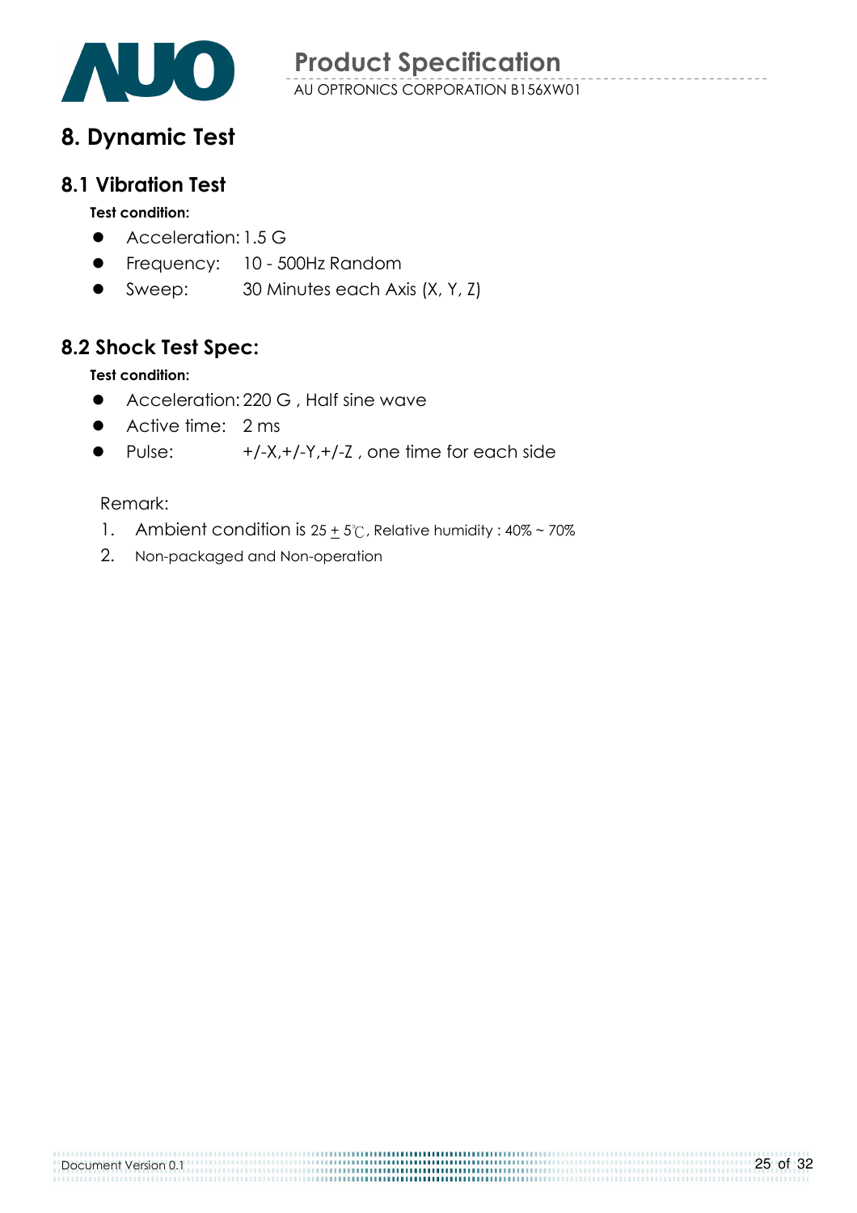# 8. Dynamic Test

## 8.1 Vibration Test

**Test condition:**

- Acceleration: 1.5 G
- Frequency: 10 - 500Hz Random
- Sweep: 30 Minutes each Axis (X, Y, Z)

## 8.2 Shock Test Spec:

**Test condition:**

- Acceleration: 220 G , Half sine wave
- Active time: 2 ms
- Pulse: +/-X,+/-Y,+/-Z , one time for each side

Remark:

1. Ambient condition is 25 ± 5℃, Relative humidity : 40% ~ 70%
2. Non-packaged and Non-operation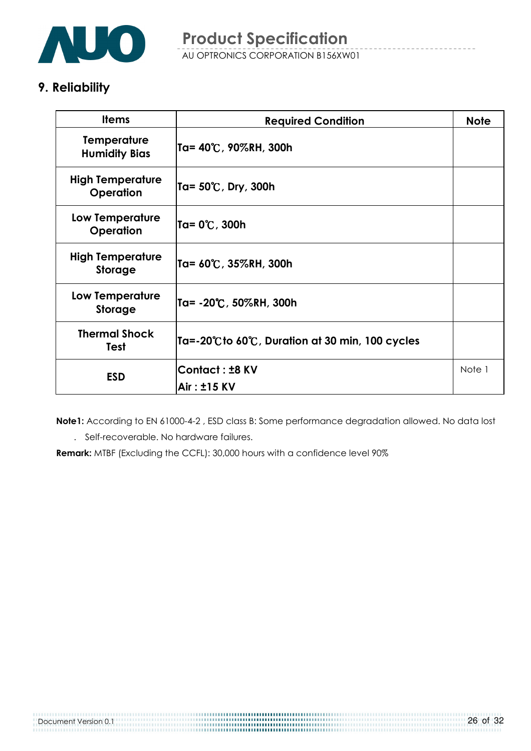## 9. Reliability

| Items | Required Condition | Note |
|---|---|---|
| Temperature Humidity Bias | Ta= 40℃, 90%RH, 300h | |
| High Temperature Operation | Ta= 50℃, Dry, 300h | |
| Low Temperature Operation | Ta= 0℃, 300h | |
| High Temperature Storage | Ta= 60℃, 35%RH, 300h | |
| Low Temperature Storage | Ta= -20℃, 50%RH, 300h | |
| Thermal Shock Test | Ta=-20℃to 60℃, Duration at 30 min, 100 cycles | |
| ESD | Contact : ±8 KV<br>Air : ±15 KV | Note 1 |

**Note1:** According to EN 61000-4-2 , ESD class B: Some performance degradation allowed. No data lost . Self-recoverable. No hardware failures.

**Remark:** MTBF (Excluding the CCFL): 30,000 hours with a confidence level 90%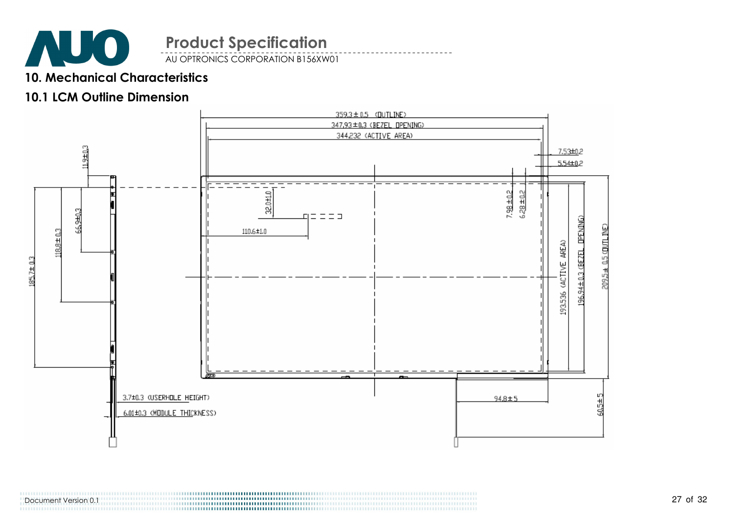## 10. Mechanical Characteristics

### 10.1 LCM Outline Dimension

359.3 ± 0.5 (OUTLINE)

347.93 ± 0.3 (BEZEL OPENING)

344.232 (ACTIVE AREA)

7.53±0.2

5.54±0.2

11.9±0.3

32.0±1.0

7.98 ± 0.2

6.28 ± 0.2

110.6±1.0

66.9±0.3

118.8±0.3

185.7± 0.3

193.536 (ACTIVE AREA)

196.94±0.3 (BEZEL OPENING)

209.5 ± 0.5 (OUTLINE)

3.7±0.3 (USERHOLE HEIGHT)

6.01±0.3 (MODULE THICKNESS)

94.8±5

60.5±5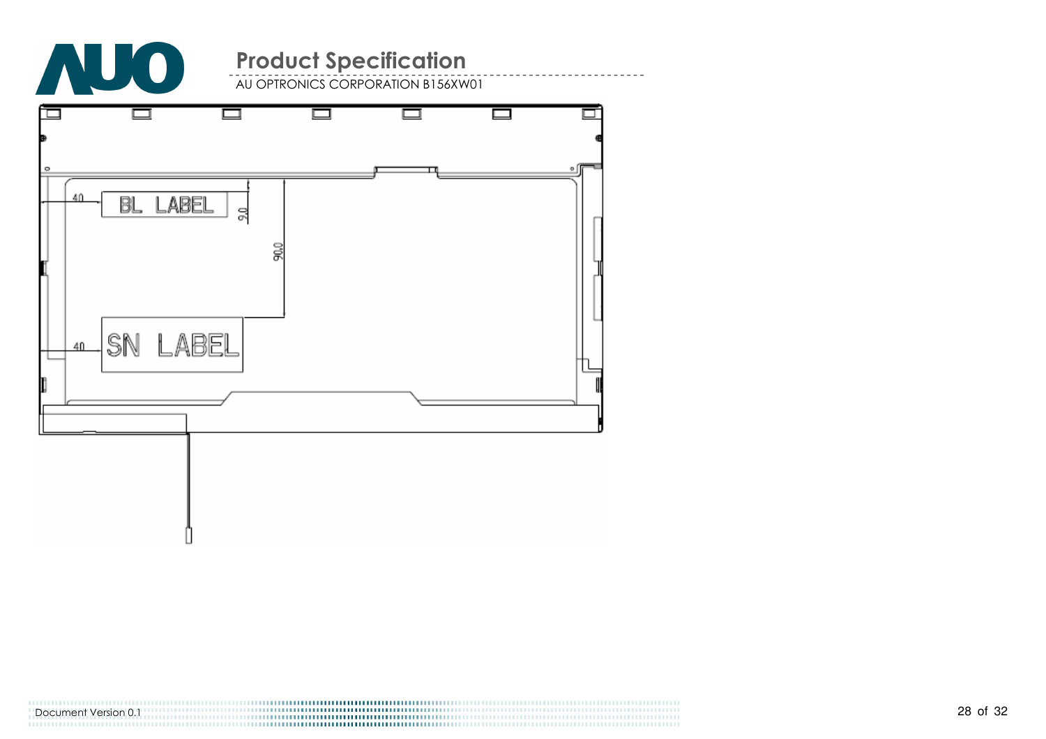BL LABEL

40

9.0

90.0

SN LABEL

40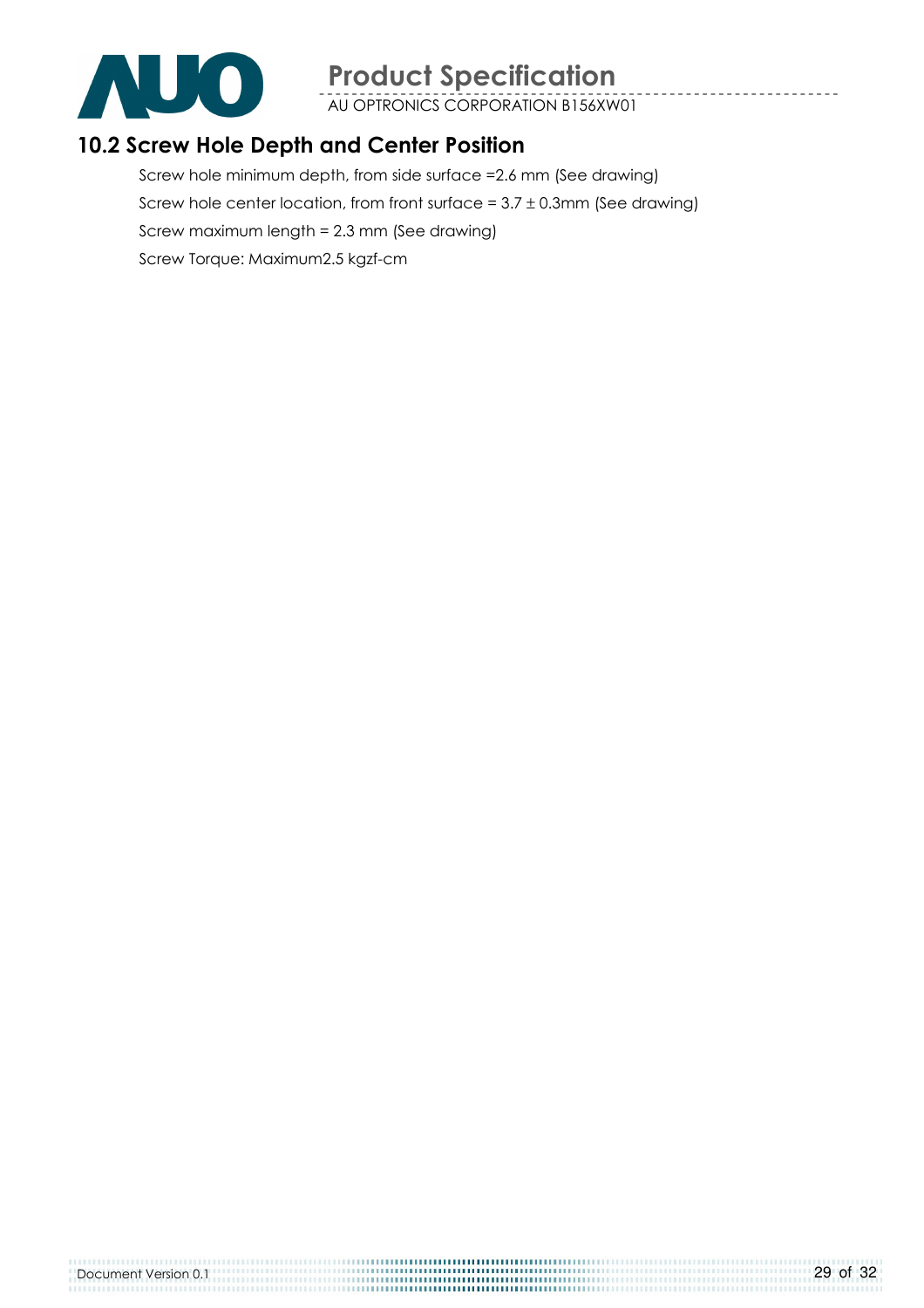## 10.2 Screw Hole Depth and Center Position

Screw hole minimum depth, from side surface =2.6 mm (See drawing)

Screw hole center location, from front surface = $3.7 \pm 0.3$mm (See drawing)

Screw maximum length = 2.3 mm (See drawing)

Screw Torque: Maximum2.5 kgzf-cm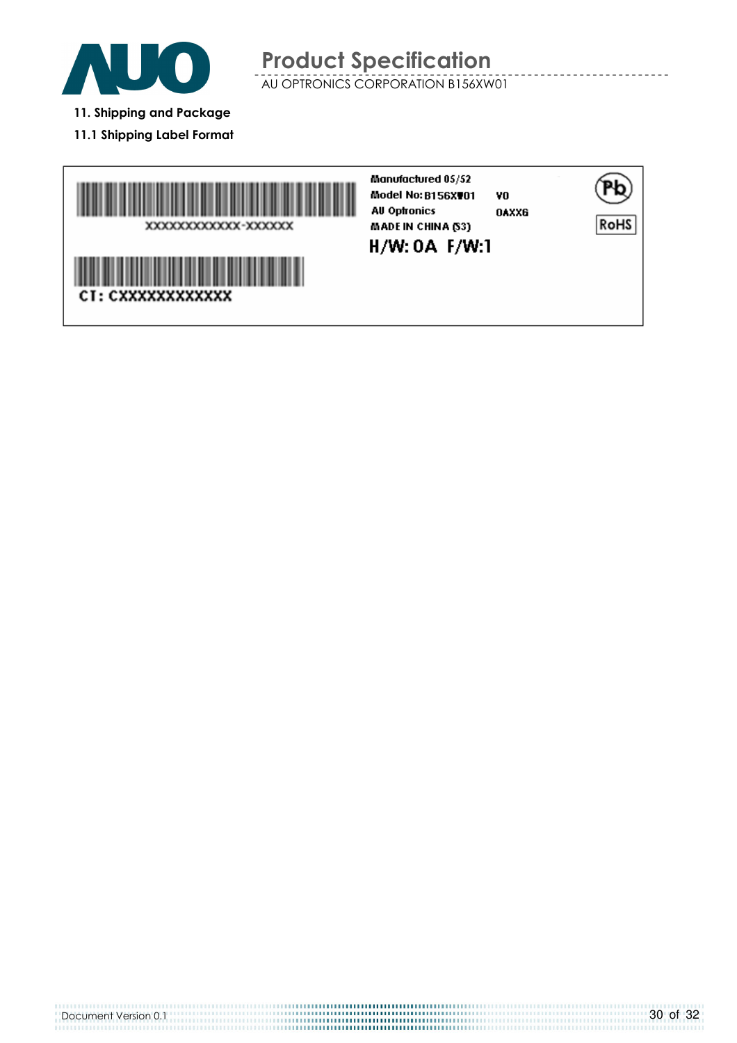## 11. Shipping and Package

### 11.1 Shipping Label Format

XXXXXXXXXXXX-XXXXXX

CT: CXXXXXXXXXXXX

Manufactured 05/52

Model No: B156XW01 V0

AU Optronics 0AXX6

MADE IN CHINA (S3)

H/W: 0A F/W:1

RoHS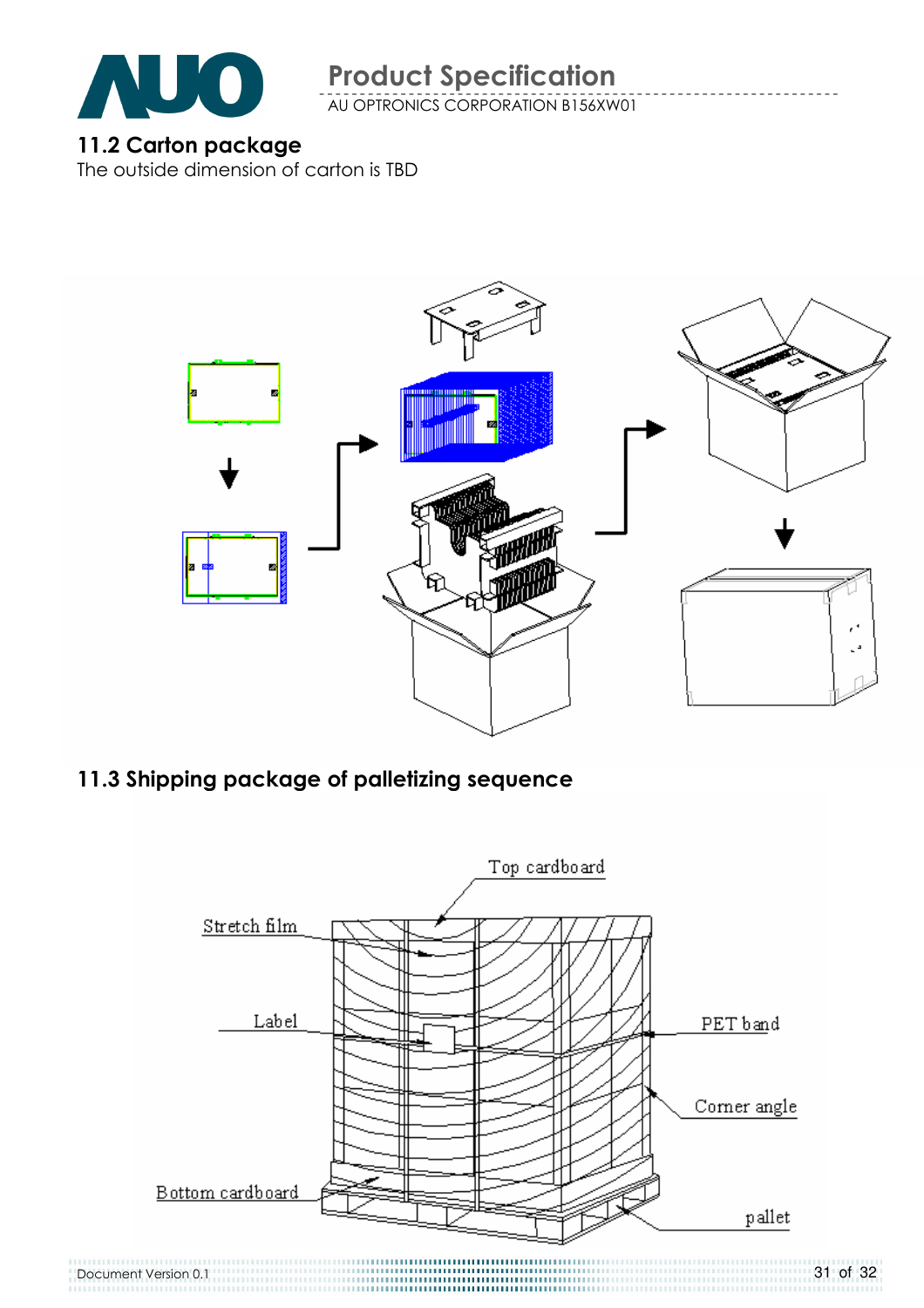## 11.2 Carton package

The outside dimension of carton is TBD

## 11.3 Shipping package of palletizing sequence

Top cardboard

Stretch film

Label

PET band

Corner angle

Bottom cardboard

pallet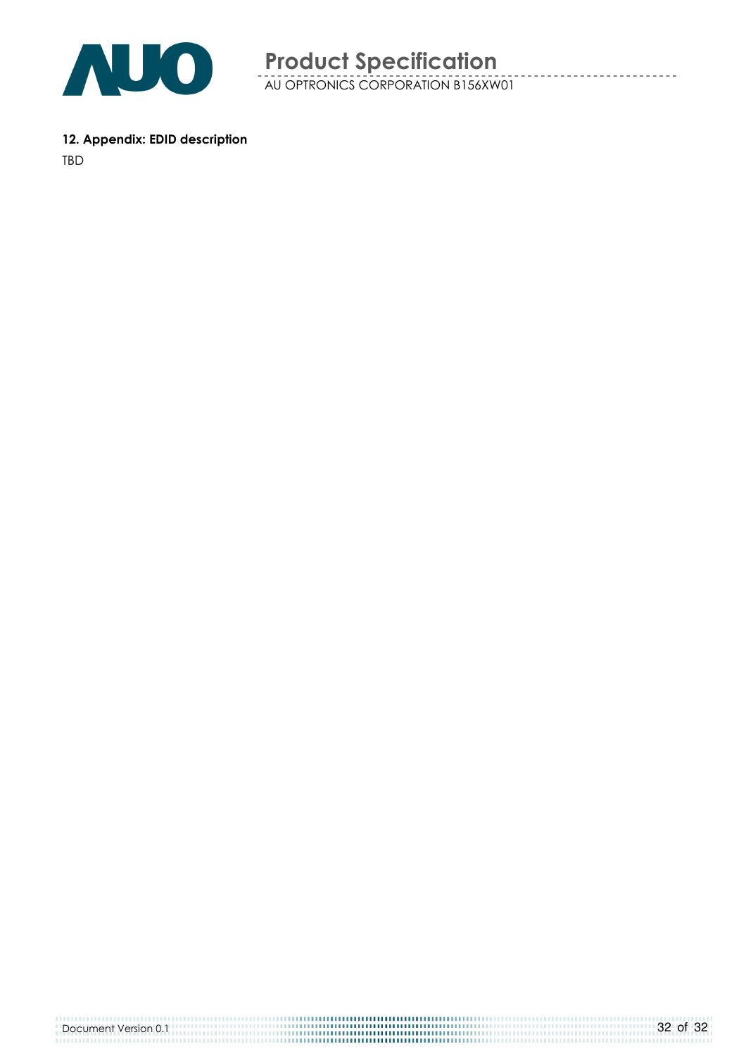## 12. Appendix: EDID description

TBD